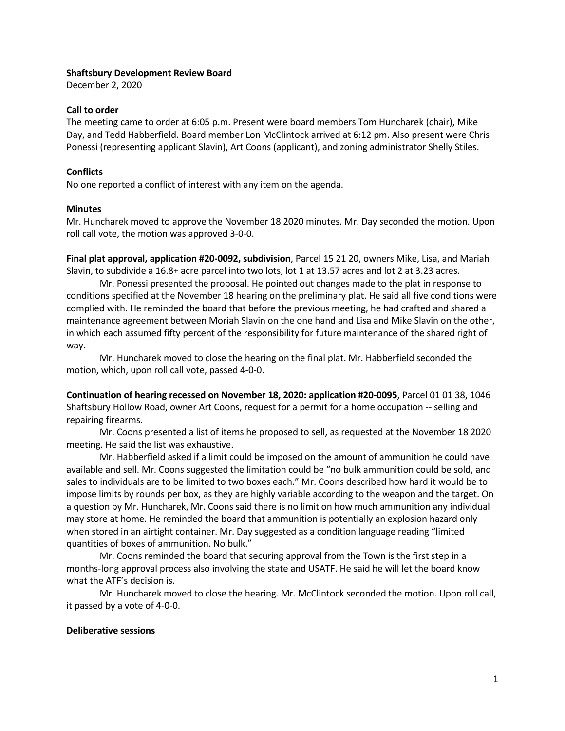**Shaftsbury Development Review Board**
December 2, 2020

**Call to order**
The meeting came to order at 6:05 p.m. Present were board members Tom Huncharek (chair), Mike Day, and Tedd Habberfield. Board member Lon McClintock arrived at 6:12 pm. Also present were Chris Ponessi (representing applicant Slavin), Art Coons (applicant), and zoning administrator Shelly Stiles.

**Conflicts**
No one reported a conflict of interest with any item on the agenda.

**Minutes**
Mr. Huncharek moved to approve the November 18 2020 minutes. Mr. Day seconded the motion. Upon roll call vote, the motion was approved 3-0-0.

**Final plat approval, application #20-0092, subdivision**, Parcel 15 21 20, owners Mike, Lisa, and Mariah Slavin, to subdivide a 16.8+ acre parcel into two lots, lot 1 at 13.57 acres and lot 2 at 3.23 acres.

Mr. Ponessi presented the proposal. He pointed out changes made to the plat in response to conditions specified at the November 18 hearing on the preliminary plat. He said all five conditions were complied with. He reminded the board that before the previous meeting, he had crafted and shared a maintenance agreement between Moriah Slavin on the one hand and Lisa and Mike Slavin on the other, in which each assumed fifty percent of the responsibility for future maintenance of the shared right of way.

Mr. Huncharek moved to close the hearing on the final plat. Mr. Habberfield seconded the motion, which, upon roll call vote, passed 4-0-0.

**Continuation of hearing recessed on November 18, 2020: application #20-0095**, Parcel 01 01 38, 1046 Shaftsbury Hollow Road, owner Art Coons, request for a permit for a home occupation -- selling and repairing firearms.

Mr. Coons presented a list of items he proposed to sell, as requested at the November 18 2020 meeting. He said the list was exhaustive.

Mr. Habberfield asked if a limit could be imposed on the amount of ammunition he could have available and sell. Mr. Coons suggested the limitation could be "no bulk ammunition could be sold, and sales to individuals are to be limited to two boxes each." Mr. Coons described how hard it would be to impose limits by rounds per box, as they are highly variable according to the weapon and the target. On a question by Mr. Huncharek, Mr. Coons said there is no limit on how much ammunition any individual may store at home. He reminded the board that ammunition is potentially an explosion hazard only when stored in an airtight container. Mr. Day suggested as a condition language reading "limited quantities of boxes of ammunition. No bulk."

Mr. Coons reminded the board that securing approval from the Town is the first step in a months-long approval process also involving the state and USATF. He said he will let the board know what the ATF's decision is.

Mr. Huncharek moved to close the hearing. Mr. McClintock seconded the motion. Upon roll call, it passed by a vote of 4-0-0.

**Deliberative sessions**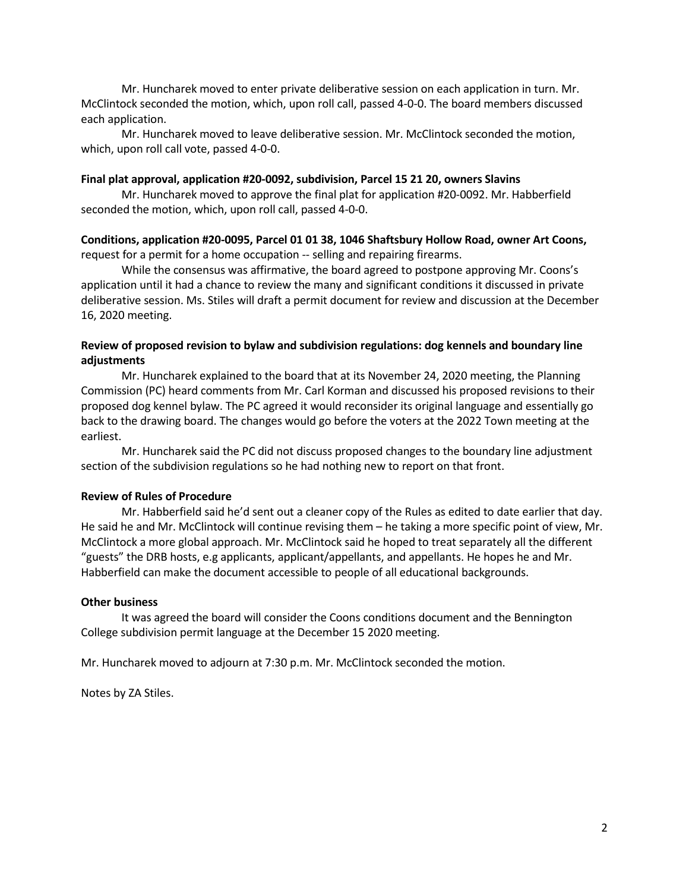Mr. Huncharek moved to enter private deliberative session on each application in turn. Mr. McClintock seconded the motion, which, upon roll call, passed 4-0-0. The board members discussed each application.

Mr. Huncharek moved to leave deliberative session. Mr. McClintock seconded the motion, which, upon roll call vote, passed 4-0-0.

**Final plat approval, application #20-0092, subdivision, Parcel 15 21 20, owners Slavins**

Mr. Huncharek moved to approve the final plat for application #20-0092. Mr. Habberfield seconded the motion, which, upon roll call, passed 4-0-0.

**Conditions, application #20-0095, Parcel 01 01 38, 1046 Shaftsbury Hollow Road, owner Art Coons,** request for a permit for a home occupation -- selling and repairing firearms.

While the consensus was affirmative, the board agreed to postpone approving Mr. Coons's application until it had a chance to review the many and significant conditions it discussed in private deliberative session. Ms. Stiles will draft a permit document for review and discussion at the December 16, 2020 meeting.

**Review of proposed revision to bylaw and subdivision regulations: dog kennels and boundary line adjustments**

Mr. Huncharek explained to the board that at its November 24, 2020 meeting, the Planning Commission (PC) heard comments from Mr. Carl Korman and discussed his proposed revisions to their proposed dog kennel bylaw. The PC agreed it would reconsider its original language and essentially go back to the drawing board. The changes would go before the voters at the 2022 Town meeting at the earliest.

Mr. Huncharek said the PC did not discuss proposed changes to the boundary line adjustment section of the subdivision regulations so he had nothing new to report on that front.

**Review of Rules of Procedure**

Mr. Habberfield said he'd sent out a cleaner copy of the Rules as edited to date earlier that day. He said he and Mr. McClintock will continue revising them – he taking a more specific point of view, Mr. McClintock a more global approach. Mr. McClintock said he hoped to treat separately all the different "guests" the DRB hosts, e.g applicants, applicant/appellants, and appellants. He hopes he and Mr. Habberfield can make the document accessible to people of all educational backgrounds.

**Other business**

It was agreed the board will consider the Coons conditions document and the Bennington College subdivision permit language at the December 15 2020 meeting.

Mr. Huncharek moved to adjourn at 7:30 p.m. Mr. McClintock seconded the motion.

Notes by ZA Stiles.